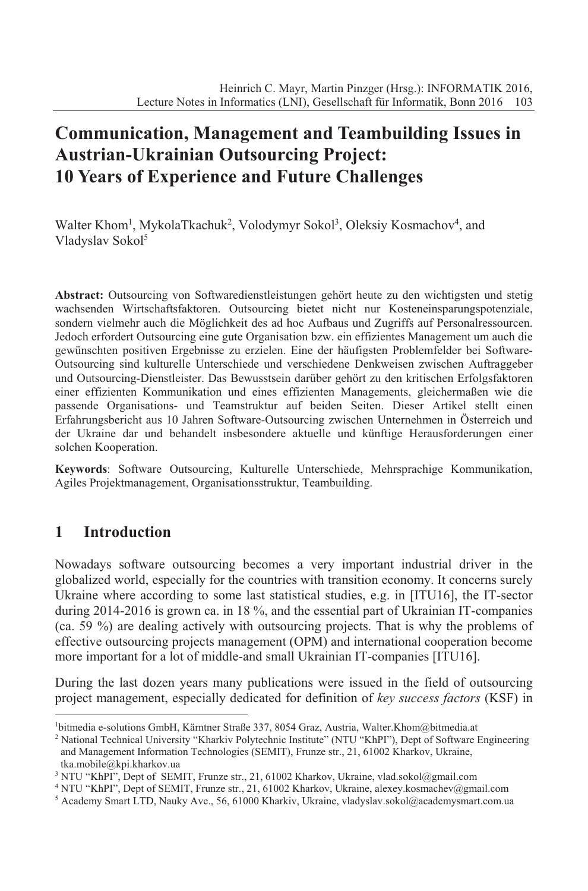# Communication, Management and Teambuilding Issues in Austrian-Ukrainian Outsourcing Project: 10 Years of Experience and Future Challenges

Walter Khom[1], MykolaTkachuk[2], Volodymyr Sokol[3], Oleksiy Kosmachov[4], and Vladyslav Sokol[5]

**Abstract:** Outsourcing von Softwaredienstleistungen gehört heute zu den wichtigsten und stetig wachsenden Wirtschaftsfaktoren. Outsourcing bietet nicht nur Kosteneinsparungspotenziale, sondern vielmehr auch die Möglichkeit des ad hoc Aufbaus und Zugriffs auf Personalressourcen. Jedoch erfordert Outsourcing eine gute Organisation bzw. ein effizientes Management um auch die gewünschten positiven Ergebnisse zu erzielen. Eine der häufigsten Problemfelder bei Software-Outsourcing sind kulturelle Unterschiede und verschiedene Denkweisen zwischen Auftraggeber und Outsourcing-Dienstleister. Das Bewusstsein darüber gehört zu den kritischen Erfolgsfaktoren einer effizienten Kommunikation und eines effizienten Managements, gleichermaßen wie die passende Organisations- und Teamstruktur auf beiden Seiten. Dieser Artikel stellt einen Erfahrungsbericht aus 10 Jahren Software-Outsourcing zwischen Unternehmen in Österreich und der Ukraine dar und behandelt insbesondere aktuelle und künftige Herausforderungen einer solchen Kooperation.

**Keywords**: Software Outsourcing, Kulturelle Unterschiede, Mehrsprachige Kommunikation, Agiles Projektmanagement, Organisationsstruktur, Teambuilding.

## 1 Introduction

Nowadays software outsourcing becomes a very important industrial driver in the globalized world, especially for the countries with transition economy. It concerns surely Ukraine where according to some last statistical studies, e.g. in [ITU16], the IT-sector during 2014-2016 is grown ca. in 18 %, and the essential part of Ukrainian IT-companies (ca. 59 %) are dealing actively with outsourcing projects. That is why the problems of effective outsourcing projects management (OPM) and international cooperation become more important for a lot of middle-and small Ukrainian IT-companies [ITU16].

During the last dozen years many publications were issued in the field of outsourcing project management, especially dedicated for definition of *key success factors* (KSF) in

[1]bitmedia e-solutions GmbH, Kärntner Straße 337, 8054 Graz, Austria, Walter.Khom@bitmedia.at

[2] National Technical University "Kharkiv Polytechnic Institute" (NTU "KhPI"), Dept of Software Engineering and Management Information Technologies (SEMIT), Frunze str., 21, 61002 Kharkov, Ukraine, tka.mobile@kpi.kharkov.ua

[3] NTU "KhPI", Dept of SEMIT, Frunze str., 21, 61002 Kharkov, Ukraine, vlad.sokol@gmail.com

[4] NTU "KhPI", Dept of SEMIT, Frunze str., 21, 61002 Kharkov, Ukraine, alexey.kosmachev@gmail.com

[5] Academy Smart LTD, Nauky Ave., 56, 61000 Kharkiv, Ukraine, vladyslav.sokol@academysmart.com.ua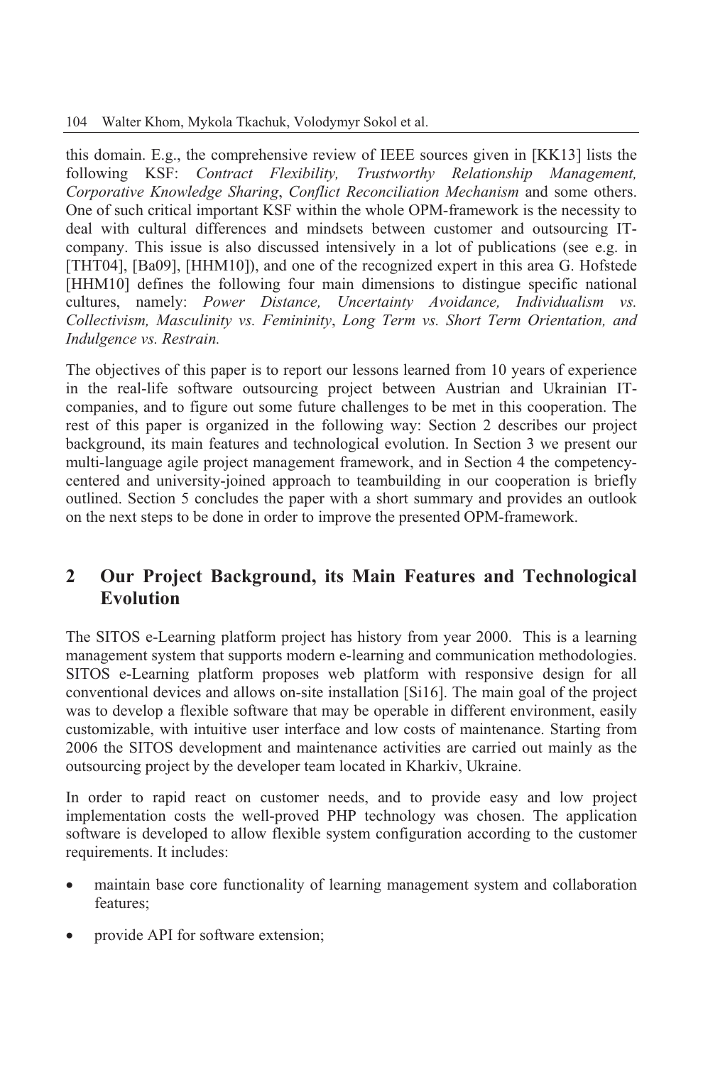this domain. E.g., the comprehensive review of IEEE sources given in [KK13] lists the following KSF: *Contract Flexibility, Trustworthy Relationship Management, Corporative Knowledge Sharing*, *Conflict Reconciliation Mechanism* and some others. One of such critical important KSF within the whole OPM-framework is the necessity to deal with cultural differences and mindsets between customer and outsourcing IT-company. This issue is also discussed intensively in a lot of publications (see e.g. in [THT04], [Ba09], [HHM10]), and one of the recognized expert in this area G. Hofstede [HHM10] defines the following four main dimensions to distingue specific national cultures, namely: *Power Distance, Uncertainty Avoidance, Individualism vs. Collectivism, Masculinity vs. Femininity*, *Long Term vs. Short Term Orientation, and Indulgence vs. Restrain.*

The objectives of this paper is to report our lessons learned from 10 years of experience in the real-life software outsourcing project between Austrian and Ukrainian IT-companies, and to figure out some future challenges to be met in this cooperation. The rest of this paper is organized in the following way: Section 2 describes our project background, its main features and technological evolution. In Section 3 we present our multi-language agile project management framework, and in Section 4 the competency-centered and university-joined approach to teambuilding in our cooperation is briefly outlined. Section 5 concludes the paper with a short summary and provides an outlook on the next steps to be done in order to improve the presented OPM-framework.

## 2 Our Project Background, its Main Features and Technological Evolution

The SITOS e-Learning platform project has history from year 2000. This is a learning management system that supports modern e-learning and communication methodologies. SITOS e-Learning platform proposes web platform with responsive design for all conventional devices and allows on-site installation [Si16]. The main goal of the project was to develop a flexible software that may be operable in different environment, easily customizable, with intuitive user interface and low costs of maintenance. Starting from 2006 the SITOS development and maintenance activities are carried out mainly as the outsourcing project by the developer team located in Kharkiv, Ukraine.

In order to rapid react on customer needs, and to provide easy and low project implementation costs the well-proved PHP technology was chosen. The application software is developed to allow flexible system configuration according to the customer requirements. It includes:

- maintain base core functionality of learning management system and collaboration features;
- provide API for software extension;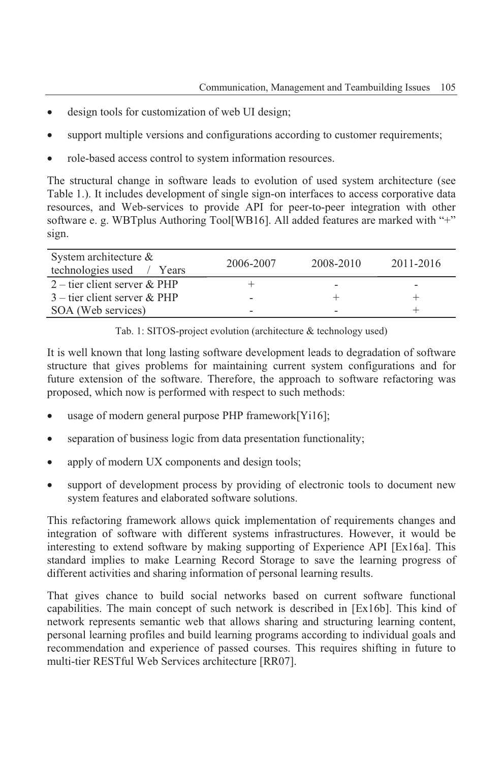- design tools for customization of web UI design;
- support multiple versions and configurations according to customer requirements;
- role-based access control to system information resources.

The structural change in software leads to evolution of used system architecture (see Table 1.). It includes development of single sign-on interfaces to access corporative data resources, and Web-services to provide API for peer-to-peer integration with other software e. g. WBTplus Authoring Tool[WB16]. All added features are marked with "+" sign.

| System architecture & technologies used / Years | 2006-2007 | 2008-2010 | 2011-2016 |
|---|---|---|---|
| 2 – tier client server & PHP | + | - | - |
| 3 – tier client server & PHP | - | + | + |
| SOA (Web services) | - | - | + |

Tab. 1: SITOS-project evolution (architecture & technology used)

It is well known that long lasting software development leads to degradation of software structure that gives problems for maintaining current system configurations and for future extension of the software. Therefore, the approach to software refactoring was proposed, which now is performed with respect to such methods:

- usage of modern general purpose PHP framework[Yi16];
- separation of business logic from data presentation functionality;
- apply of modern UX components and design tools;
- support of development process by providing of electronic tools to document new system features and elaborated software solutions.

This refactoring framework allows quick implementation of requirements changes and integration of software with different systems infrastructures. However, it would be interesting to extend software by making supporting of Experience API [Ex16a]. This standard implies to make Learning Record Storage to save the learning progress of different activities and sharing information of personal learning results.

That gives chance to build social networks based on current software functional capabilities. The main concept of such network is described in [Ex16b]. This kind of network represents semantic web that allows sharing and structuring learning content, personal learning profiles and build learning programs according to individual goals and recommendation and experience of passed courses. This requires shifting in future to multi-tier RESTful Web Services architecture [RR07].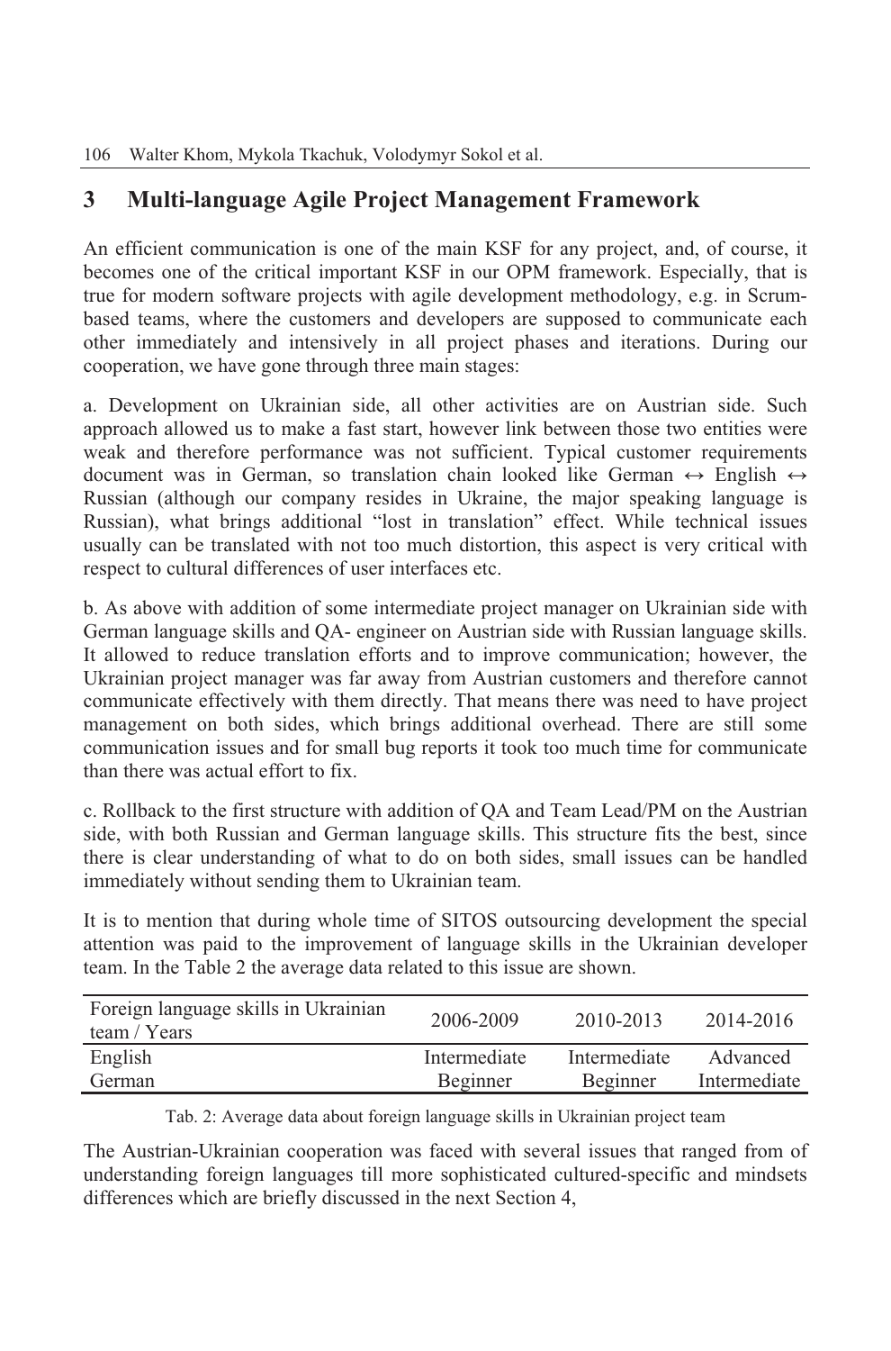## 3 Multi-language Agile Project Management Framework

An efficient communication is one of the main KSF for any project, and, of course, it becomes one of the critical important KSF in our OPM framework. Especially, that is true for modern software projects with agile development methodology, e.g. in Scrum-based teams, where the customers and developers are supposed to communicate each other immediately and intensively in all project phases and iterations. During our cooperation, we have gone through three main stages:

a. Development on Ukrainian side, all other activities are on Austrian side. Such approach allowed us to make a fast start, however link between those two entities were weak and therefore performance was not sufficient. Typical customer requirements document was in German, so translation chain looked like German ↔ English ↔ Russian (although our company resides in Ukraine, the major speaking language is Russian), what brings additional "lost in translation" effect. While technical issues usually can be translated with not too much distortion, this aspect is very critical with respect to cultural differences of user interfaces etc.

b. As above with addition of some intermediate project manager on Ukrainian side with German language skills and QA- engineer on Austrian side with Russian language skills. It allowed to reduce translation efforts and to improve communication; however, the Ukrainian project manager was far away from Austrian customers and therefore cannot communicate effectively with them directly. That means there was need to have project management on both sides, which brings additional overhead. There are still some communication issues and for small bug reports it took too much time for communicate than there was actual effort to fix.

c. Rollback to the first structure with addition of QA and Team Lead/PM on the Austrian side, with both Russian and German language skills. This structure fits the best, since there is clear understanding of what to do on both sides, small issues can be handled immediately without sending them to Ukrainian team.

It is to mention that during whole time of SITOS outsourcing development the special attention was paid to the improvement of language skills in the Ukrainian developer team. In the Table 2 the average data related to this issue are shown.

| Foreign language skills in Ukrainian team / Years | 2006-2009 | 2010-2013 | 2014-2016 |
|---|---|---|---|
| English | Intermediate | Intermediate | Advanced |
| German | Beginner | Beginner | Intermediate |

Tab. 2: Average data about foreign language skills in Ukrainian project team

The Austrian-Ukrainian cooperation was faced with several issues that ranged from of understanding foreign languages till more sophisticated cultured-specific and mindsets differences which are briefly discussed in the next Section 4,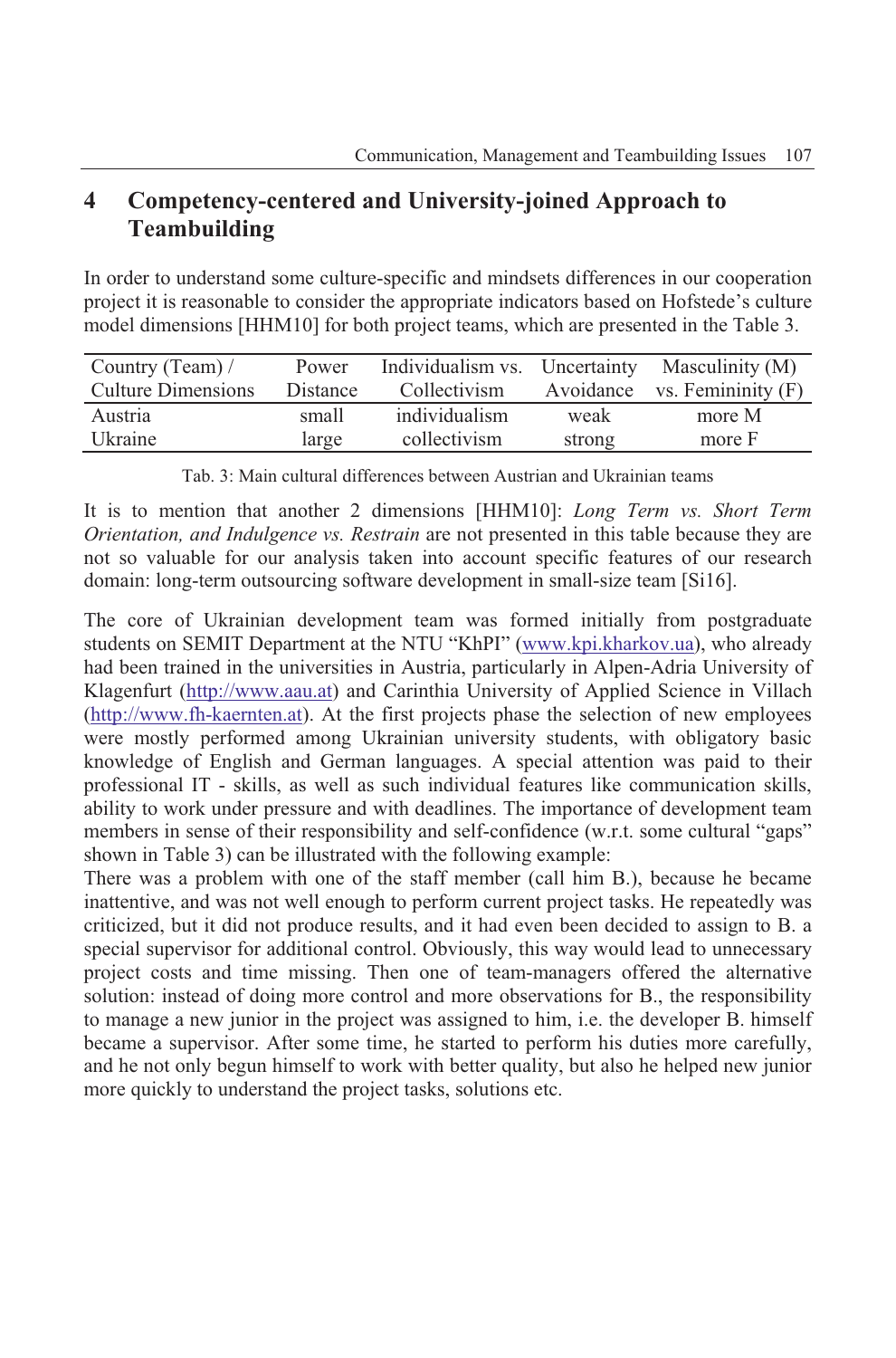## 4 Competency-centered and University-joined Approach to Teambuilding

In order to understand some culture-specific and mindsets differences in our cooperation project it is reasonable to consider the appropriate indicators based on Hofstede's culture model dimensions [HHM10] for both project teams, which are presented in the Table 3.

| Country (Team) / Culture Dimensions | Power Distance | Individualism vs. Collectivism | Uncertainty Avoidance | Masculinity (M) vs. Femininity (F) |
|---|---|---|---|---|
| Austria | small | individualism | weak | more M |
| Ukraine | large | collectivism | strong | more F |

Tab. 3: Main cultural differences between Austrian and Ukrainian teams

It is to mention that another 2 dimensions [HHM10]: *Long Term vs. Short Term Orientation, and Indulgence vs. Restrain* are not presented in this table because they are not so valuable for our analysis taken into account specific features of our research domain: long-term outsourcing software development in small-size team [Si16].

The core of Ukrainian development team was formed initially from postgraduate students on SEMIT Department at the NTU "KhPI" (www.kpi.kharkov.ua), who already had been trained in the universities in Austria, particularly in Alpen-Adria University of Klagenfurt (http://www.aau.at) and Carinthia University of Applied Science in Villach (http://www.fh-kaernten.at). At the first projects phase the selection of new employees were mostly performed among Ukrainian university students, with obligatory basic knowledge of English and German languages. A special attention was paid to their professional IT - skills, as well as such individual features like communication skills, ability to work under pressure and with deadlines. The importance of development team members in sense of their responsibility and self-confidence (w.r.t. some cultural "gaps" shown in Table 3) can be illustrated with the following example:

There was a problem with one of the staff member (call him B.), because he became inattentive, and was not well enough to perform current project tasks. He repeatedly was criticized, but it did not produce results, and it had even been decided to assign to B. a special supervisor for additional control. Obviously, this way would lead to unnecessary project costs and time missing. Then one of team-managers offered the alternative solution: instead of doing more control and more observations for B., the responsibility to manage a new junior in the project was assigned to him, i.e. the developer B. himself became a supervisor. After some time, he started to perform his duties more carefully, and he not only begun himself to work with better quality, but also he helped new junior more quickly to understand the project tasks, solutions etc.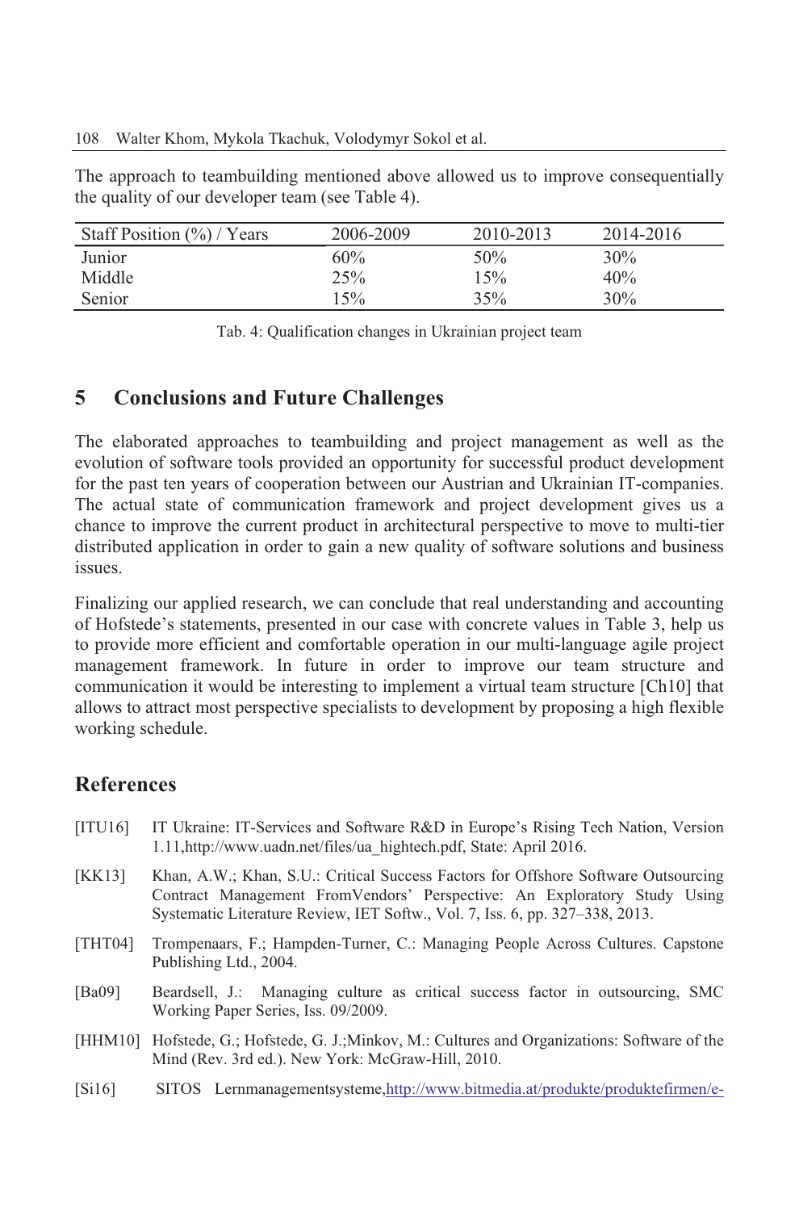The approach to teambuilding mentioned above allowed us to improve consequentially the quality of our developer team (see Table 4).

| Staff Position (%) / Years | 2006-2009 | 2010-2013 | 2014-2016 |
|---|---|---|---|
| Junior | 60% | 50% | 30% |
| Middle | 25% | 15% | 40% |
| Senior | 15% | 35% | 30% |

Tab. 4: Qualification changes in Ukrainian project team

## 5 Conclusions and Future Challenges

The elaborated approaches to teambuilding and project management as well as the evolution of software tools provided an opportunity for successful product development for the past ten years of cooperation between our Austrian and Ukrainian IT-companies. The actual state of communication framework and project development gives us a chance to improve the current product in architectural perspective to move to multi-tier distributed application in order to gain a new quality of software solutions and business issues.

Finalizing our applied research, we can conclude that real understanding and accounting of Hofstede's statements, presented in our case with concrete values in Table 3, help us to provide more efficient and comfortable operation in our multi-language agile project management framework. In future in order to improve our team structure and communication it would be interesting to implement a virtual team structure [Ch10] that allows to attract most perspective specialists to development by proposing a high flexible working schedule.

## References

[ITU16] IT Ukraine: IT-Services and Software R&D in Europe's Rising Tech Nation, Version 1.11,http://www.uadn.net/files/ua_hightech.pdf, State: April 2016.

[KK13] Khan, A.W.; Khan, S.U.: Critical Success Factors for Offshore Software Outsourcing Contract Management FromVendors' Perspective: An Exploratory Study Using Systematic Literature Review, IET Softw., Vol. 7, Iss. 6, pp. 327–338, 2013.

[THT04] Trompenaars, F.; Hampden-Turner, C.: Managing People Across Cultures. Capstone Publishing Ltd., 2004.

[Ba09] Beardsell, J.: Managing culture as critical success factor in outsourcing, SMC Working Paper Series, Iss. 09/2009.

[HHM10] Hofstede, G.; Hofstede, G. J.;Minkov, M.: Cultures and Organizations: Software of the Mind (Rev. 3rd ed.). New York: McGraw-Hill, 2010.

[Si16] SITOS Lernmanagementsysteme,http://www.bitmedia.at/produkte/produktefirmen/e-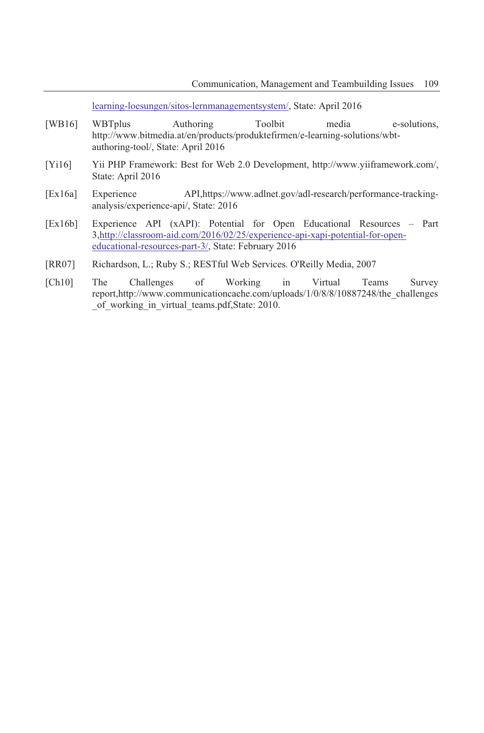learning-loesungen/sitos-lernmanagementsystem/, State: April 2016

[WB16] WBTplus Authoring Toolbit media e-solutions, http://www.bitmedia.at/en/products/produktefirmen/e-learning-solutions/wbt-authoring-tool/, State: April 2016

[Yi16] Yii PHP Framework: Best for Web 2.0 Development, http://www.yiiframework.com/, State: April 2016

[Ex16a] Experience API,https://www.adlnet.gov/adl-research/performance-tracking-analysis/experience-api/, State: 2016

[Ex16b] Experience API (xAPI): Potential for Open Educational Resources – Part 3,http://classroom-aid.com/2016/02/25/experience-api-xapi-potential-for-open-educational-resources-part-3/, State: February 2016

[RR07] Richardson, L.; Ruby S.; RESTful Web Services. O'Reilly Media, 2007

[Ch10] The Challenges of Working in Virtual Teams Survey report,http://www.communicationcache.com/uploads/1/0/8/8/10887248/the_challenges_of_working_in_virtual_teams.pdf,State: 2010.